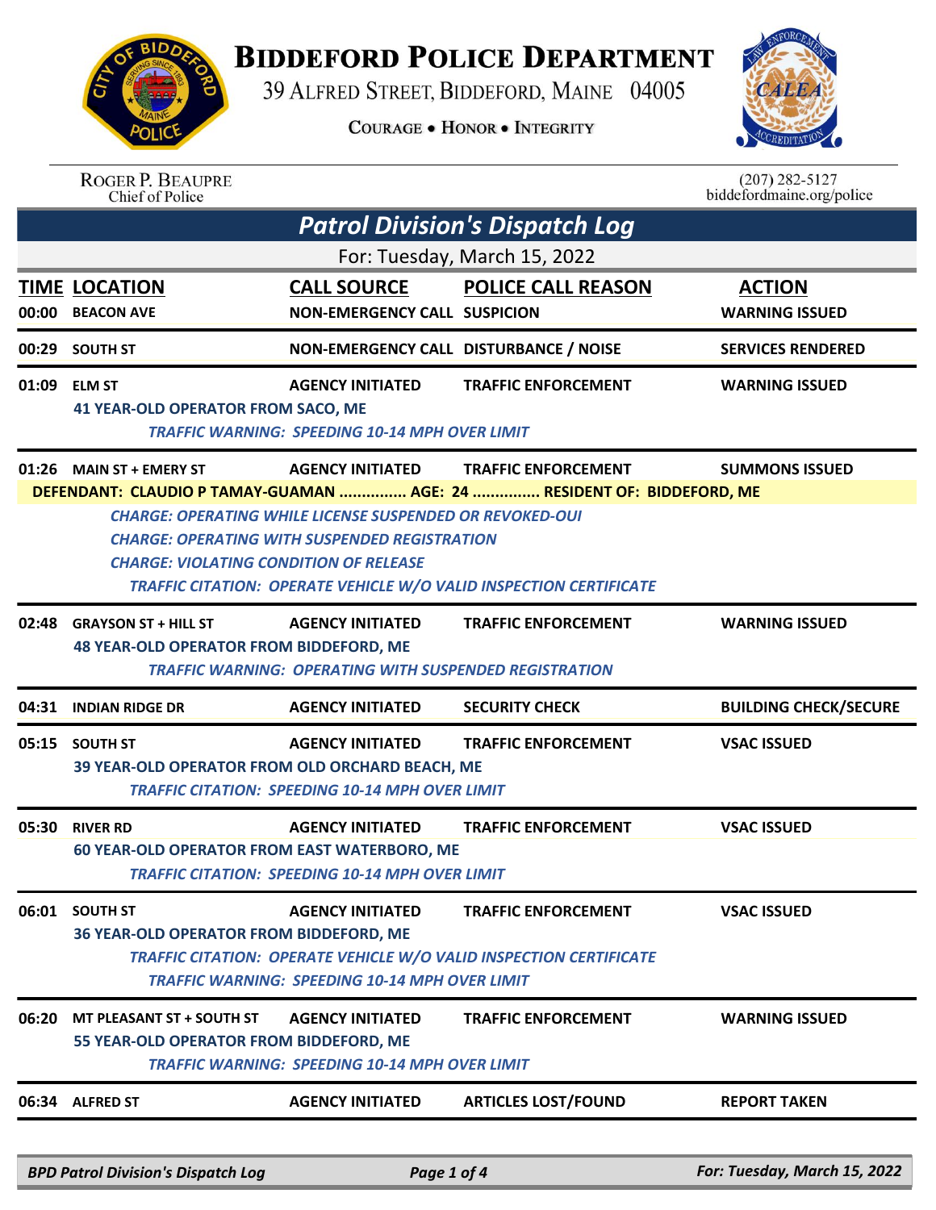# BIDDEFORD POLICE DEPARTMENT

39 ALFRED STREET, BIDDEFORD, MAINE 04005

COURAGE • HONOR • INTEGRITY

ROGER P. BEAUPRE
Chief of Police

(207) 282-5127
biddefordmaine.org/police

## Patrol Division's Dispatch Log

For: Tuesday, March 15, 2022

| TIME | LOCATION | CALL SOURCE | POLICE CALL REASON | ACTION |
|---|---|---|---|---|
| 00:00 | BEACON AVE | NON-EMERGENCY CALL | SUSPICION | WARNING ISSUED |
| 00:29 | SOUTH ST | NON-EMERGENCY CALL | DISTURBANCE / NOISE | SERVICES RENDERED |
| 01:09 | ELM ST | AGENCY INITIATED | TRAFFIC ENFORCEMENT | WARNING ISSUED |
| | 41 YEAR-OLD OPERATOR FROM SACO, ME | | | |
| | *TRAFFIC WARNING: SPEEDING 10-14 MPH OVER LIMIT* | | | |
| 01:26 | MAIN ST + EMERY ST | AGENCY INITIATED | TRAFFIC ENFORCEMENT | SUMMONS ISSUED |
| | DEFENDANT: CLAUDIO P TAMAY-GUAMAN ............... AGE: 24 ............... RESIDENT OF: BIDDEFORD, ME | | | |
| | *CHARGE: OPERATING WHILE LICENSE SUSPENDED OR REVOKED-OUI* | | | |
| | *CHARGE: OPERATING WITH SUSPENDED REGISTRATION* | | | |
| | *CHARGE: VIOLATING CONDITION OF RELEASE* | | | |
| | *TRAFFIC CITATION: OPERATE VEHICLE W/O VALID INSPECTION CERTIFICATE* | | | |
| 02:48 | GRAYSON ST + HILL ST | AGENCY INITIATED | TRAFFIC ENFORCEMENT | WARNING ISSUED |
| | 48 YEAR-OLD OPERATOR FROM BIDDEFORD, ME | | | |
| | *TRAFFIC WARNING: OPERATING WITH SUSPENDED REGISTRATION* | | | |
| 04:31 | INDIAN RIDGE DR | AGENCY INITIATED | SECURITY CHECK | BUILDING CHECK/SECURE |
| 05:15 | SOUTH ST | AGENCY INITIATED | TRAFFIC ENFORCEMENT | VSAC ISSUED |
| | 39 YEAR-OLD OPERATOR FROM OLD ORCHARD BEACH, ME | | | |
| | *TRAFFIC CITATION: SPEEDING 10-14 MPH OVER LIMIT* | | | |
| 05:30 | RIVER RD | AGENCY INITIATED | TRAFFIC ENFORCEMENT | VSAC ISSUED |
| | 60 YEAR-OLD OPERATOR FROM EAST WATERBORO, ME | | | |
| | *TRAFFIC CITATION: SPEEDING 10-14 MPH OVER LIMIT* | | | |
| 06:01 | SOUTH ST | AGENCY INITIATED | TRAFFIC ENFORCEMENT | VSAC ISSUED |
| | 36 YEAR-OLD OPERATOR FROM BIDDEFORD, ME | | | |
| | *TRAFFIC CITATION: OPERATE VEHICLE W/O VALID INSPECTION CERTIFICATE* | | | |
| | *TRAFFIC WARNING: SPEEDING 10-14 MPH OVER LIMIT* | | | |
| 06:20 | MT PLEASANT ST + SOUTH ST | AGENCY INITIATED | TRAFFIC ENFORCEMENT | WARNING ISSUED |
| | 55 YEAR-OLD OPERATOR FROM BIDDEFORD, ME | | | |
| | *TRAFFIC WARNING: SPEEDING 10-14 MPH OVER LIMIT* | | | |
| 06:34 | ALFRED ST | AGENCY INITIATED | ARTICLES LOST/FOUND | REPORT TAKEN |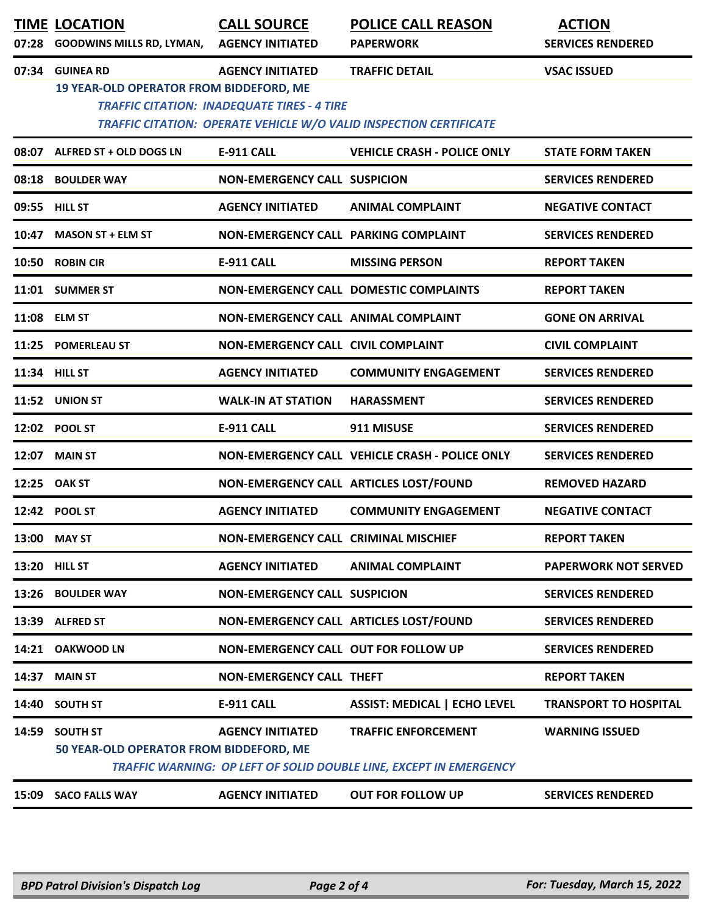| TIME | LOCATION | CALL SOURCE | POLICE CALL REASON | ACTION |
|---|---|---|---|---|
| 07:28 | GOODWINS MILLS RD, LYMAN, | AGENCY INITIATED | PAPERWORK | SERVICES RENDERED |
| 07:34 | GUINEA RD | AGENCY INITIATED | TRAFFIC DETAIL | VSAC ISSUED |
| | 19 YEAR-OLD OPERATOR FROM BIDDEFORD, ME<br>*TRAFFIC CITATION: INADEQUATE TIRES - 4 TIRE*<br>*TRAFFIC CITATION: OPERATE VEHICLE W/O VALID INSPECTION CERTIFICATE* | | | |
| 08:07 | ALFRED ST + OLD DOGS LN | E-911 CALL | VEHICLE CRASH - POLICE ONLY | STATE FORM TAKEN |
| 08:18 | BOULDER WAY | NON-EMERGENCY CALL | SUSPICION | SERVICES RENDERED |
| 09:55 | HILL ST | AGENCY INITIATED | ANIMAL COMPLAINT | NEGATIVE CONTACT |
| 10:47 | MASON ST + ELM ST | NON-EMERGENCY CALL | PARKING COMPLAINT | SERVICES RENDERED |
| 10:50 | ROBIN CIR | E-911 CALL | MISSING PERSON | REPORT TAKEN |
| 11:01 | SUMMER ST | NON-EMERGENCY CALL | DOMESTIC COMPLAINTS | REPORT TAKEN |
| 11:08 | ELM ST | NON-EMERGENCY CALL | ANIMAL COMPLAINT | GONE ON ARRIVAL |
| 11:25 | POMERLEAU ST | NON-EMERGENCY CALL | CIVIL COMPLAINT | CIVIL COMPLAINT |
| 11:34 | HILL ST | AGENCY INITIATED | COMMUNITY ENGAGEMENT | SERVICES RENDERED |
| 11:52 | UNION ST | WALK-IN AT STATION | HARASSMENT | SERVICES RENDERED |
| 12:02 | POOL ST | E-911 CALL | 911 MISUSE | SERVICES RENDERED |
| 12:07 | MAIN ST | NON-EMERGENCY CALL | VEHICLE CRASH - POLICE ONLY | SERVICES RENDERED |
| 12:25 | OAK ST | NON-EMERGENCY CALL | ARTICLES LOST/FOUND | REMOVED HAZARD |
| 12:42 | POOL ST | AGENCY INITIATED | COMMUNITY ENGAGEMENT | NEGATIVE CONTACT |
| 13:00 | MAY ST | NON-EMERGENCY CALL | CRIMINAL MISCHIEF | REPORT TAKEN |
| 13:20 | HILL ST | AGENCY INITIATED | ANIMAL COMPLAINT | PAPERWORK NOT SERVED |
| 13:26 | BOULDER WAY | NON-EMERGENCY CALL | SUSPICION | SERVICES RENDERED |
| 13:39 | ALFRED ST | NON-EMERGENCY CALL | ARTICLES LOST/FOUND | SERVICES RENDERED |
| 14:21 | OAKWOOD LN | NON-EMERGENCY CALL | OUT FOR FOLLOW UP | SERVICES RENDERED |
| 14:37 | MAIN ST | NON-EMERGENCY CALL | THEFT | REPORT TAKEN |
| 14:40 | SOUTH ST | E-911 CALL | ASSIST: MEDICAL \| ECHO LEVEL | TRANSPORT TO HOSPITAL |
| 14:59 | SOUTH ST | AGENCY INITIATED | TRAFFIC ENFORCEMENT | WARNING ISSUED |
| | 50 YEAR-OLD OPERATOR FROM BIDDEFORD, ME<br>*TRAFFIC WARNING: OP LEFT OF SOLID DOUBLE LINE, EXCEPT IN EMERGENCY* | | | |
| 15:09 | SACO FALLS WAY | AGENCY INITIATED | OUT FOR FOLLOW UP | SERVICES RENDERED |

*BPD Patrol Division's Dispatch Log* — *For: Tuesday, March 15, 2022*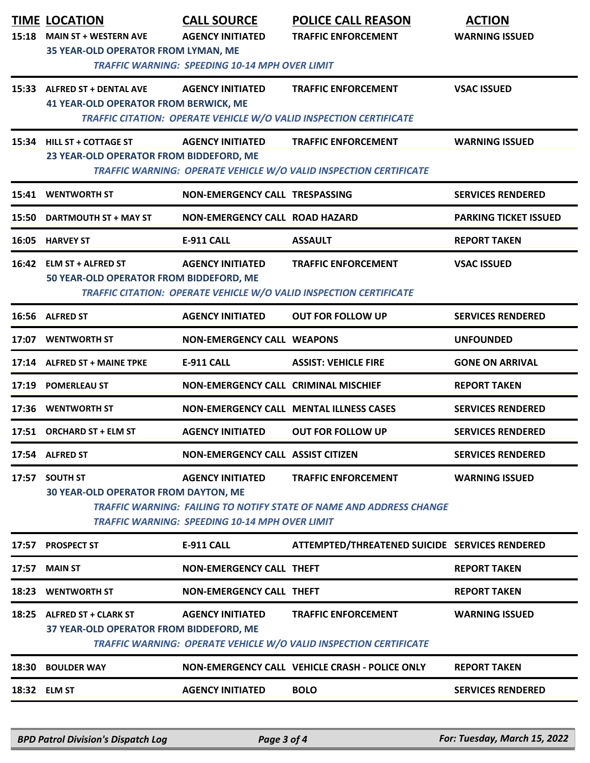| TIME | LOCATION | CALL SOURCE | POLICE CALL REASON | ACTION |
|---|---|---|---|---|
| 15:18 | MAIN ST + WESTERN AVE | AGENCY INITIATED | TRAFFIC ENFORCEMENT | WARNING ISSUED |
| | 35 YEAR-OLD OPERATOR FROM LYMAN, ME | | | |
| | | *TRAFFIC WARNING: SPEEDING 10-14 MPH OVER LIMIT* | | |
| 15:33 | ALFRED ST + DENTAL AVE | AGENCY INITIATED | TRAFFIC ENFORCEMENT | VSAC ISSUED |
| | 41 YEAR-OLD OPERATOR FROM BERWICK, ME | | | |
| | | *TRAFFIC CITATION: OPERATE VEHICLE W/O VALID INSPECTION CERTIFICATE* | | |
| 15:34 | HILL ST + COTTAGE ST | AGENCY INITIATED | TRAFFIC ENFORCEMENT | WARNING ISSUED |
| | 23 YEAR-OLD OPERATOR FROM BIDDEFORD, ME | | | |
| | | *TRAFFIC WARNING: OPERATE VEHICLE W/O VALID INSPECTION CERTIFICATE* | | |
| 15:41 | WENTWORTH ST | NON-EMERGENCY CALL | TRESPASSING | SERVICES RENDERED |
| 15:50 | DARTMOUTH ST + MAY ST | NON-EMERGENCY CALL | ROAD HAZARD | PARKING TICKET ISSUED |
| 16:05 | HARVEY ST | E-911 CALL | ASSAULT | REPORT TAKEN |
| 16:42 | ELM ST + ALFRED ST | AGENCY INITIATED | TRAFFIC ENFORCEMENT | VSAC ISSUED |
| | 50 YEAR-OLD OPERATOR FROM BIDDEFORD, ME | | | |
| | | *TRAFFIC CITATION: OPERATE VEHICLE W/O VALID INSPECTION CERTIFICATE* | | |
| 16:56 | ALFRED ST | AGENCY INITIATED | OUT FOR FOLLOW UP | SERVICES RENDERED |
| 17:07 | WENTWORTH ST | NON-EMERGENCY CALL | WEAPONS | UNFOUNDED |
| 17:14 | ALFRED ST + MAINE TPKE | E-911 CALL | ASSIST: VEHICLE FIRE | GONE ON ARRIVAL |
| 17:19 | POMERLEAU ST | NON-EMERGENCY CALL | CRIMINAL MISCHIEF | REPORT TAKEN |
| 17:36 | WENTWORTH ST | NON-EMERGENCY CALL | MENTAL ILLNESS CASES | SERVICES RENDERED |
| 17:51 | ORCHARD ST + ELM ST | AGENCY INITIATED | OUT FOR FOLLOW UP | SERVICES RENDERED |
| 17:54 | ALFRED ST | NON-EMERGENCY CALL | ASSIST CITIZEN | SERVICES RENDERED |
| 17:57 | SOUTH ST | AGENCY INITIATED | TRAFFIC ENFORCEMENT | WARNING ISSUED |
| | 30 YEAR-OLD OPERATOR FROM DAYTON, ME | | | |
| | | *TRAFFIC WARNING: FAILING TO NOTIFY STATE OF NAME AND ADDRESS CHANGE* | | |
| | | *TRAFFIC WARNING: SPEEDING 10-14 MPH OVER LIMIT* | | |
| 17:57 | PROSPECT ST | E-911 CALL | ATTEMPTED/THREATENED SUICIDE | SERVICES RENDERED |
| 17:57 | MAIN ST | NON-EMERGENCY CALL | THEFT | REPORT TAKEN |
| 18:23 | WENTWORTH ST | NON-EMERGENCY CALL | THEFT | REPORT TAKEN |
| 18:25 | ALFRED ST + CLARK ST | AGENCY INITIATED | TRAFFIC ENFORCEMENT | WARNING ISSUED |
| | 37 YEAR-OLD OPERATOR FROM BIDDEFORD, ME | | | |
| | | *TRAFFIC WARNING: OPERATE VEHICLE W/O VALID INSPECTION CERTIFICATE* | | |
| 18:30 | BOULDER WAY | NON-EMERGENCY CALL | VEHICLE CRASH - POLICE ONLY | REPORT TAKEN |
| 18:32 | ELM ST | AGENCY INITIATED | BOLO | SERVICES RENDERED |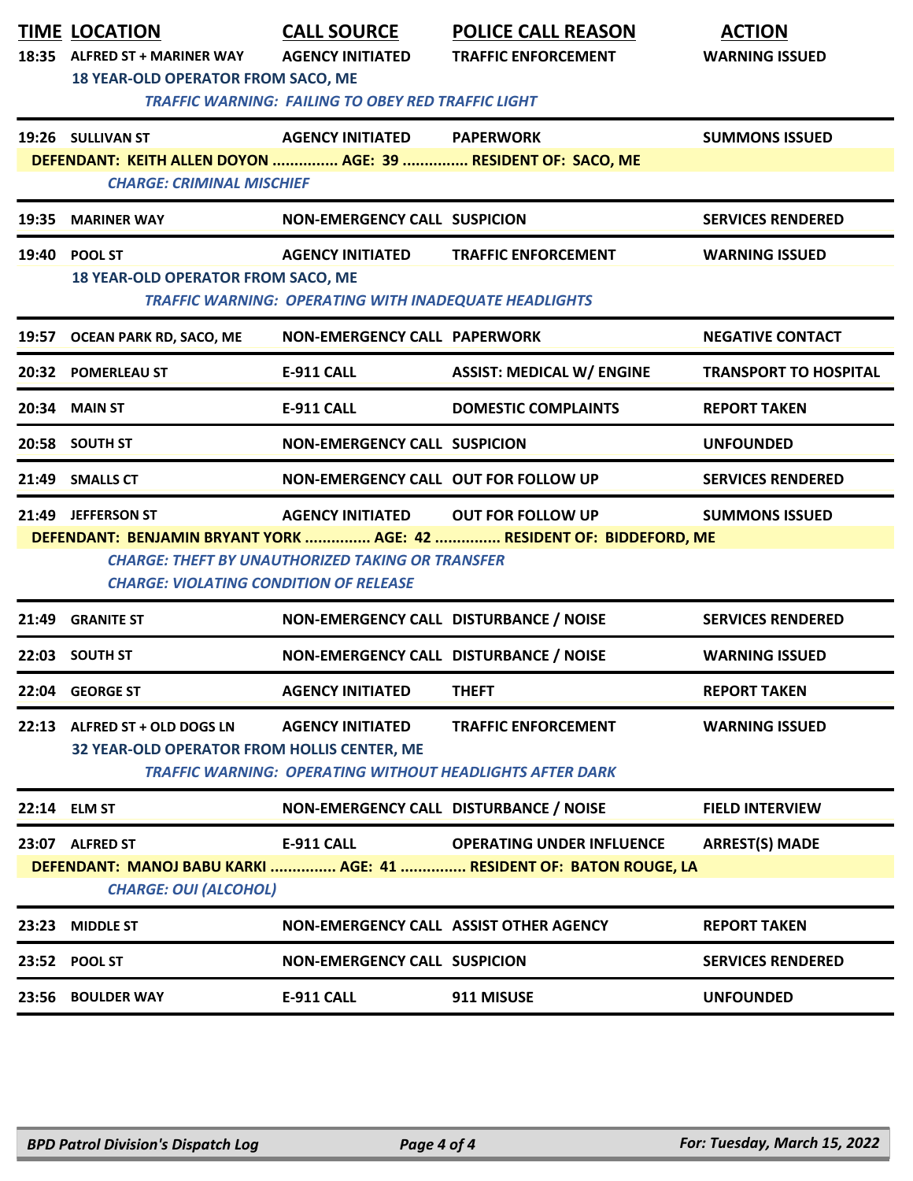| TIME | LOCATION | CALL SOURCE | POLICE CALL REASON | ACTION |
|---|---|---|---|---|
| 18:35 | ALFRED ST + MARINER WAY | AGENCY INITIATED | TRAFFIC ENFORCEMENT | WARNING ISSUED |
| | 18 YEAR-OLD OPERATOR FROM SACO, ME | | | |
| | *TRAFFIC WARNING: FAILING TO OBEY RED TRAFFIC LIGHT* | | | |
| 19:26 | SULLIVAN ST | AGENCY INITIATED | PAPERWORK | SUMMONS ISSUED |
| | DEFENDANT: KEITH ALLEN DOYON ............... AGE: 39 ............... RESIDENT OF: SACO, ME | | | |
| | *CHARGE: CRIMINAL MISCHIEF* | | | |
| 19:35 | MARINER WAY | NON-EMERGENCY CALL | SUSPICION | SERVICES RENDERED |
| 19:40 | POOL ST | AGENCY INITIATED | TRAFFIC ENFORCEMENT | WARNING ISSUED |
| | 18 YEAR-OLD OPERATOR FROM SACO, ME | | | |
| | *TRAFFIC WARNING: OPERATING WITH INADEQUATE HEADLIGHTS* | | | |
| 19:57 | OCEAN PARK RD, SACO, ME | NON-EMERGENCY CALL | PAPERWORK | NEGATIVE CONTACT |
| 20:32 | POMERLEAU ST | E-911 CALL | ASSIST: MEDICAL W/ ENGINE | TRANSPORT TO HOSPITAL |
| 20:34 | MAIN ST | E-911 CALL | DOMESTIC COMPLAINTS | REPORT TAKEN |
| 20:58 | SOUTH ST | NON-EMERGENCY CALL | SUSPICION | UNFOUNDED |
| 21:49 | SMALLS CT | NON-EMERGENCY CALL | OUT FOR FOLLOW UP | SERVICES RENDERED |
| 21:49 | JEFFERSON ST | AGENCY INITIATED | OUT FOR FOLLOW UP | SUMMONS ISSUED |
| | DEFENDANT: BENJAMIN BRYANT YORK ............... AGE: 42 ............... RESIDENT OF: BIDDEFORD, ME | | | |
| | *CHARGE: THEFT BY UNAUTHORIZED TAKING OR TRANSFER* | | | |
| | *CHARGE: VIOLATING CONDITION OF RELEASE* | | | |
| 21:49 | GRANITE ST | NON-EMERGENCY CALL | DISTURBANCE / NOISE | SERVICES RENDERED |
| 22:03 | SOUTH ST | NON-EMERGENCY CALL | DISTURBANCE / NOISE | WARNING ISSUED |
| 22:04 | GEORGE ST | AGENCY INITIATED | THEFT | REPORT TAKEN |
| 22:13 | ALFRED ST + OLD DOGS LN | AGENCY INITIATED | TRAFFIC ENFORCEMENT | WARNING ISSUED |
| | 32 YEAR-OLD OPERATOR FROM HOLLIS CENTER, ME | | | |
| | *TRAFFIC WARNING: OPERATING WITHOUT HEADLIGHTS AFTER DARK* | | | |
| 22:14 | ELM ST | NON-EMERGENCY CALL | DISTURBANCE / NOISE | FIELD INTERVIEW |
| 23:07 | ALFRED ST | E-911 CALL | OPERATING UNDER INFLUENCE | ARREST(S) MADE |
| | DEFENDANT: MANOJ BABU KARKI ............... AGE: 41 ............... RESIDENT OF: BATON ROUGE, LA | | | |
| | *CHARGE: OUI (ALCOHOL)* | | | |
| 23:23 | MIDDLE ST | NON-EMERGENCY CALL | ASSIST OTHER AGENCY | REPORT TAKEN |
| 23:52 | POOL ST | NON-EMERGENCY CALL | SUSPICION | SERVICES RENDERED |
| 23:56 | BOULDER WAY | E-911 CALL | 911 MISUSE | UNFOUNDED |